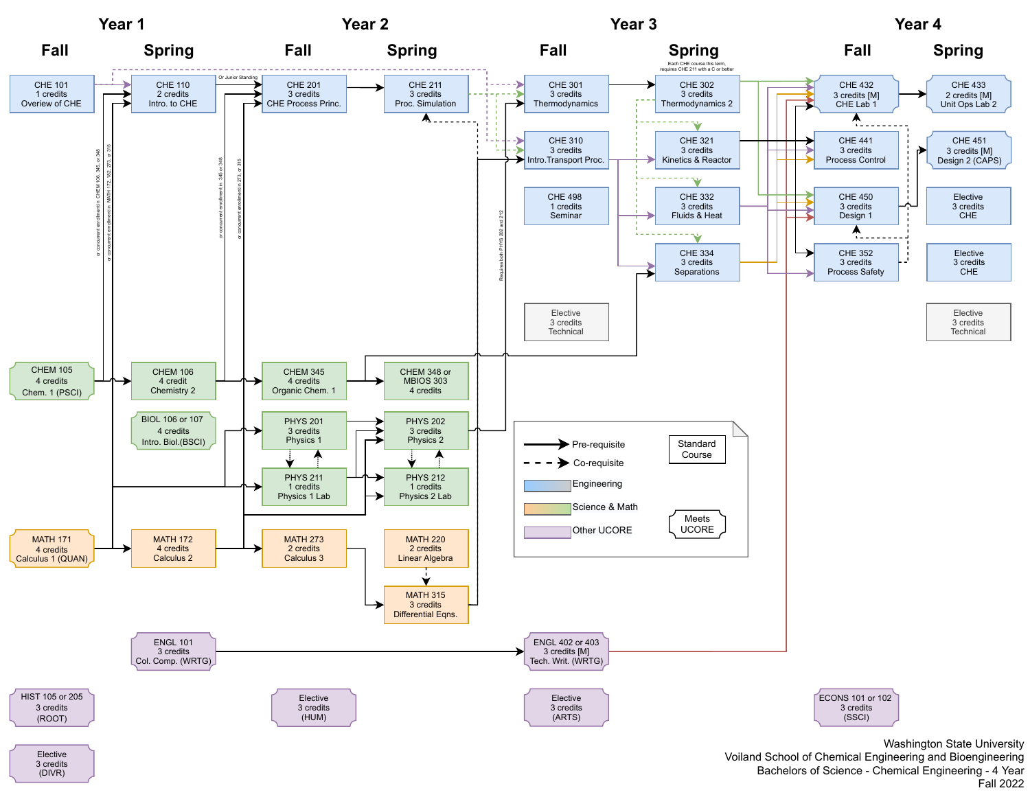# Washington State University
## Voiland School of Chemical Engineering and Bioengineering
### Bachelors of Science - Chemical Engineering - 4 Year
### Fall 2022

| Year 1 Fall | Year 1 Spring | Year 2 Fall | Year 2 Spring | Year 3 Fall | Year 3 Spring | Year 4 Fall | Year 4 Spring |
|---|---|---|---|---|---|---|---|
| CHE 101, 1 credits, Overiew of CHE | CHE 110, 2 credits, Intro. to CHE | CHE 201, 3 credits, CHE Process Princ. | CHE 211, 3 credits, Proc. Simulation | CHE 301, 3 credits, Thermodynamics | CHE 302, 3 credits, Thermodynamics 2 | CHE 432, 3 credits [M], CHE Lab 1 | CHE 433, 2 credits [M], Unit Ops Lab 2 |
| | | | | CHE 310, 3 credits, Intro.Transport Proc. | CHE 321, 3 credits, Kinetics & Reactor | CHE 441, 3 credits, Process Control | CHE 451, 3 credits [M], Design 2 (CAPS) |
| | | | | CHE 498, 1 credits, Seminar | CHE 332, 3 credits, Fluids & Heat | CHE 450, 3 credits, Design 1 | Elective, 3 credits, CHE |
| | | | | | CHE 334, 3 credits, Separations | CHE 352, 3 credits, Process Safety | Elective, 3 credits, CHE |
| | | | | Elective, 3 credits, Technical | | | Elective, 3 credits, Technical |
| CHEM 105, 4 credits, Chem. 1 (PSCI) | CHEM 106, 4 credit, Chemistry 2 | CHEM 345, 4 credits, Organic Chem. 1 | CHEM 348 or MBIOS 303, 4 credits | | | | |
| | BIOL 106 or 107, 4 credits, Intro. Biol.(BSCI) | PHYS 201, 3 credits, Physics 1 | PHYS 202, 3 credits, Physics 2 | | | | |
| | | PHYS 211, 1 credits, Physics 1 Lab | PHYS 212, 1 credits, Physics 2 Lab | | | | |
| MATH 171, 4 credits, Calculus 1 (QUAN) | MATH 172, 4 credits, Calculus 2 | MATH 273, 2 credits, Calculus 3 | MATH 220, 2 credits, Linear Algebra | | | | |
| | | | MATH 315, 3 credits, Differential Eqns. | | | | |
| | ENGL 101, 3 credits, Col. Comp. (WRTG) | | | ENGL 402 or 403, 3 credits [M], Tech. Writ. (WRTG) | | | |
| HIST 105 or 205, 3 credits, (ROOT) | | Elective, 3 credits, (HUM) | | Elective, 3 credits, (ARTS) | | ECONS 101 or 102, 3 credits, (SSCI) | |
| Elective, 3 credits, (DIVR) | | | | | | | |

Notes on diagram:
- CHE 201: Or Junior Standing
- CHE 110: or concurrent enrollment in CHEM 106, 345, or 348; or concurrent enrollment in MATH 172, 182, 273, or 315
- CHE 201: or concurrent enrollment in 345 or 348; or concurrent enrollment in 273, or 315
- CHE 310: Requires both PHYS 202 and 212
- CHE 302 (Year 3 Spring): Each CHE course this term, requires CHE 211 with a C or better

Legend:
- Pre-requisite (solid arrow)
- Co-requisite (dashed arrow)
- Engineering (blue)
- Science & Math (yellow/green)
- Other UCORE (purple)
- Standard Course (rectangle)
- Meets UCORE (notched box)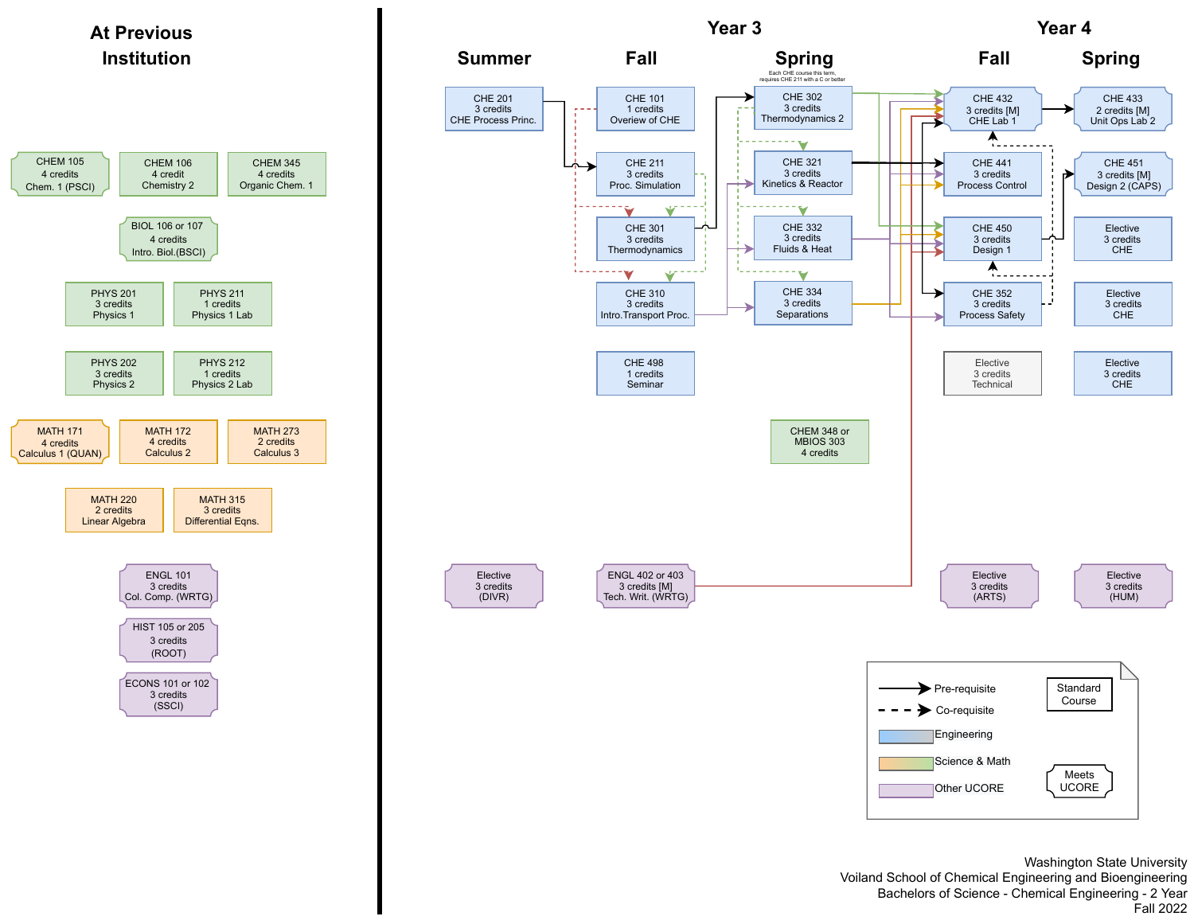## At Previous Institution

CHEM 105
4 credits
Chem. 1 (PSCI)

CHEM 106
4 credit
Chemistry 2

CHEM 345
4 credits
Organic Chem. 1

BIOL 106 or 107
4 credits
Intro. Biol.(BSCI)

PHYS 201
3 credits
Physics 1

PHYS 211
1 credits
Physics 1 Lab

PHYS 202
3 credits
Physics 2

PHYS 212
1 credits
Physics 2 Lab

MATH 171
4 credits
Calculus 1 (QUAN)

MATH 172
4 credits
Calculus 2

MATH 273
2 credits
Calculus 3

MATH 220
2 credits
Linear Algebra

MATH 315
3 credits
Differential Eqns.

ENGL 101
3 credits
Col. Comp. (WRTG)

HIST 105 or 205
3 credits
(ROOT)

ECONS 101 or 102
3 credits
(SSCI)

## Year 3

### Summer

CHE 201
3 credits
CHE Process Princ.

Elective
3 credits
(DIVR)

### Fall

CHE 101
1 credits
Overiew of CHE

CHE 211
3 credits
Proc. Simulation

CHE 301
3 credits
Thermodynamics

CHE 310
3 credits
Intro.Transport Proc.

CHE 498
1 credits
Seminar

ENGL 402 or 403
3 credits [M]
Tech. Writ. (WRTG)

### Spring

Each CHE course this term, requires CHE 211 with a C or better

CHE 302
3 credits
Thermodynamics 2

CHE 321
3 credits
Kinetics & Reactor

CHE 332
3 credits
Fluids & Heat

CHE 334
3 credits
Separations

CHEM 348 or MBIOS 303
4 credits

## Year 4

### Fall

CHE 432
3 credits [M]
CHE Lab 1

CHE 441
3 credits
Process Control

CHE 450
3 credits
Design 1

CHE 352
3 credits
Process Safety

Elective
3 credits
Technical

Elective
3 credits
(ARTS)

### Spring

CHE 433
2 credits [M]
Unit Ops Lab 2

CHE 451
3 credits [M]
Design 2 (CAPS)

Elective
3 credits
CHE

Elective
3 credits
CHE

Elective
3 credits
CHE

Elective
3 credits
(HUM)

### Legend

- Pre-requisite
- Co-requisite
- Engineering
- Science & Math
- Other UCORE
- Standard Course
- Meets UCORE

Washington State University
Voiland School of Chemical Engineering and Bioengineering
Bachelors of Science - Chemical Engineering - 2 Year
Fall 2022